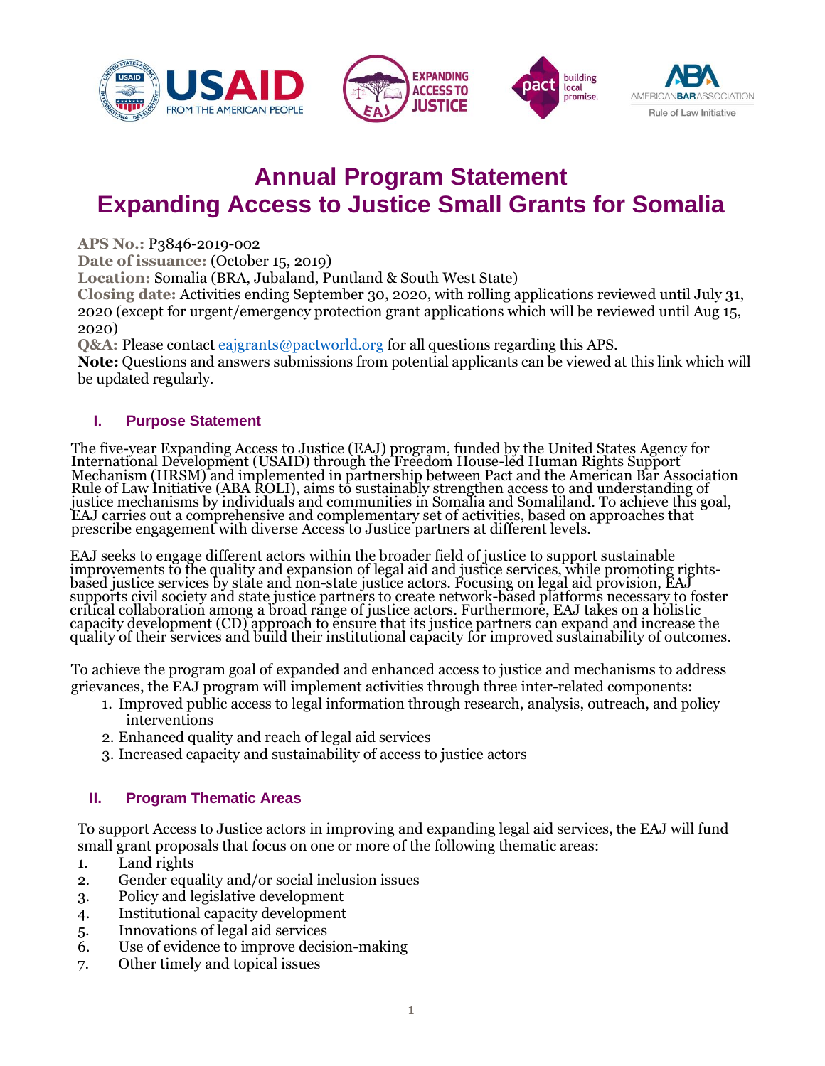# Annual Program Statement
# Expanding Access to Justice Small Grants for Somalia

**APS No.:** P3846-2019-002
**Date of issuance:** (October 15, 2019)
**Location:** Somalia (BRA, Jubaland, Puntland & South West State)
**Closing date:** Activities ending September 30, 2020, with rolling applications reviewed until July 31, 2020 (except for urgent/emergency protection grant applications which will be reviewed until Aug 15, 2020)
**Q&A:** Please contact eajgrants@pactworld.org for all questions regarding this APS.
**Note:** Questions and answers submissions from potential applicants can be viewed at this link which will be updated regularly.

## I. Purpose Statement

The five-year Expanding Access to Justice (EAJ) program, funded by the United States Agency for International Development (USAID) through the Freedom House-led Human Rights Support Mechanism (HRSM) and implemented in partnership between Pact and the American Bar Association Rule of Law Initiative (ABA ROLI), aims to sustainably strengthen access to and understanding of justice mechanisms by individuals and communities in Somalia and Somaliland. To achieve this goal, EAJ carries out a comprehensive and complementary set of activities, based on approaches that prescribe engagement with diverse Access to Justice partners at different levels.

EAJ seeks to engage different actors within the broader field of justice to support sustainable improvements to the quality and expansion of legal aid and justice services, while promoting rights-based justice services by state and non-state justice actors. Focusing on legal aid provision, EAJ supports civil society and state justice partners to create network-based platforms necessary to foster critical collaboration among a broad range of justice actors. Furthermore, EAJ takes on a holistic capacity development (CD) approach to ensure that its justice partners can expand and increase the quality of their services and build their institutional capacity for improved sustainability of outcomes.

To achieve the program goal of expanded and enhanced access to justice and mechanisms to address grievances, the EAJ program will implement activities through three inter-related components:

1. Improved public access to legal information through research, analysis, outreach, and policy interventions
2. Enhanced quality and reach of legal aid services
3. Increased capacity and sustainability of access to justice actors

## II. Program Thematic Areas

To support Access to Justice actors in improving and expanding legal aid services, the EAJ will fund small grant proposals that focus on one or more of the following thematic areas:

1. Land rights
2. Gender equality and/or social inclusion issues
3. Policy and legislative development
4. Institutional capacity development
5. Innovations of legal aid services
6. Use of evidence to improve decision-making
7. Other timely and topical issues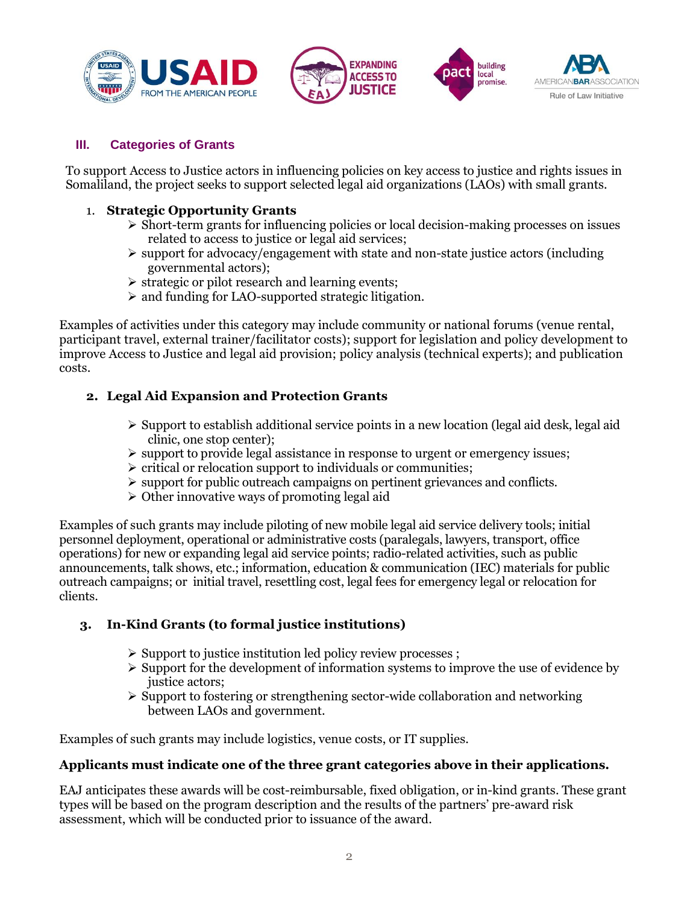## III. Categories of Grants

To support Access to Justice actors in influencing policies on key access to justice and rights issues in Somaliland, the project seeks to support selected legal aid organizations (LAOs) with small grants.

1. **Strategic Opportunity Grants**
   - Short-term grants for influencing policies or local decision-making processes on issues related to access to justice or legal aid services;
   - support for advocacy/engagement with state and non-state justice actors (including governmental actors);
   - strategic or pilot research and learning events;
   - and funding for LAO-supported strategic litigation.

Examples of activities under this category may include community or national forums (venue rental, participant travel, external trainer/facilitator costs); support for legislation and policy development to improve Access to Justice and legal aid provision; policy analysis (technical experts); and publication costs.

2. **Legal Aid Expansion and Protection Grants**
   - Support to establish additional service points in a new location (legal aid desk, legal aid clinic, one stop center);
   - support to provide legal assistance in response to urgent or emergency issues;
   - critical or relocation support to individuals or communities;
   - support for public outreach campaigns on pertinent grievances and conflicts.
   - Other innovative ways of promoting legal aid

Examples of such grants may include piloting of new mobile legal aid service delivery tools; initial personnel deployment, operational or administrative costs (paralegals, lawyers, transport, office operations) for new or expanding legal aid service points; radio-related activities, such as public announcements, talk shows, etc.; information, education & communication (IEC) materials for public outreach campaigns; or initial travel, resettling cost, legal fees for emergency legal or relocation for clients.

3. **In-Kind Grants (to formal justice institutions)**
   - Support to justice institution led policy review processes ;
   - Support for the development of information systems to improve the use of evidence by justice actors;
   - Support to fostering or strengthening sector-wide collaboration and networking between LAOs and government.

Examples of such grants may include logistics, venue costs, or IT supplies.

**Applicants must indicate one of the three grant categories above in their applications.**

EAJ anticipates these awards will be cost-reimbursable, fixed obligation, or in-kind grants. These grant types will be based on the program description and the results of the partners' pre-award risk assessment, which will be conducted prior to issuance of the award.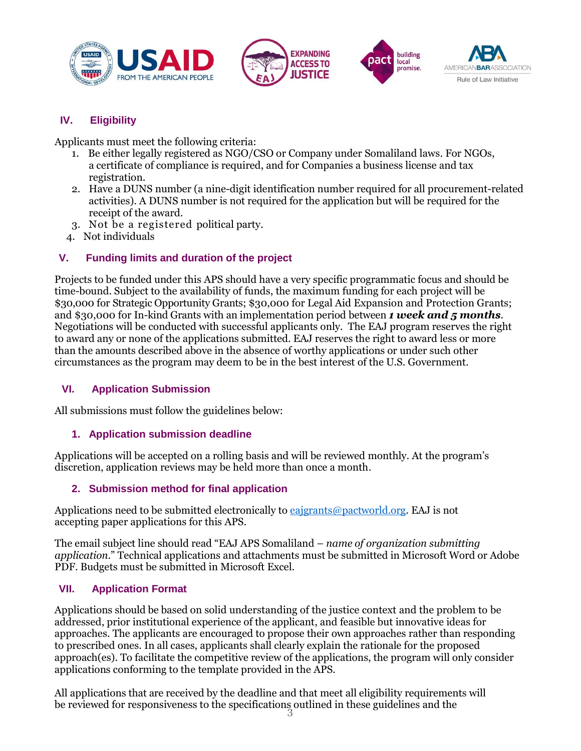## IV. Eligibility

Applicants must meet the following criteria:

1. Be either legally registered as NGO/CSO or Company under Somaliland laws. For NGOs, a certificate of compliance is required, and for Companies a business license and tax registration.
2. Have a DUNS number (a nine-digit identification number required for all procurement-related activities). A DUNS number is not required for the application but will be required for the receipt of the award.
3. Not be a registered political party.
4. Not individuals

## V. Funding limits and duration of the project

Projects to be funded under this APS should have a very specific programmatic focus and should be time-bound. Subject to the availability of funds, the maximum funding for each project will be $30,000 for Strategic Opportunity Grants; $30,000 for Legal Aid Expansion and Protection Grants; and $30,000 for In-kind Grants with an implementation period between ***1 week and 5 months***. Negotiations will be conducted with successful applicants only. The EAJ program reserves the right to award any or none of the applications submitted. EAJ reserves the right to award less or more than the amounts described above in the absence of worthy applications or under such other circumstances as the program may deem to be in the best interest of the U.S. Government.

## VI. Application Submission

All submissions must follow the guidelines below:

### 1. Application submission deadline

Applications will be accepted on a rolling basis and will be reviewed monthly. At the program's discretion, application reviews may be held more than once a month.

### 2. Submission method for final application

Applications need to be submitted electronically to eajgrants@pactworld.org. EAJ is not accepting paper applications for this APS.

The email subject line should read "EAJ APS Somaliland – *name of organization submitting application*." Technical applications and attachments must be submitted in Microsoft Word or Adobe PDF. Budgets must be submitted in Microsoft Excel.

## VII. Application Format

Applications should be based on solid understanding of the justice context and the problem to be addressed, prior institutional experience of the applicant, and feasible but innovative ideas for approaches. The applicants are encouraged to propose their own approaches rather than responding to prescribed ones. In all cases, applicants shall clearly explain the rationale for the proposed approach(es). To facilitate the competitive review of the applications, the program will only consider applications conforming to the template provided in the APS.

All applications that are received by the deadline and that meet all eligibility requirements will be reviewed for responsiveness to the specifications outlined in these guidelines and the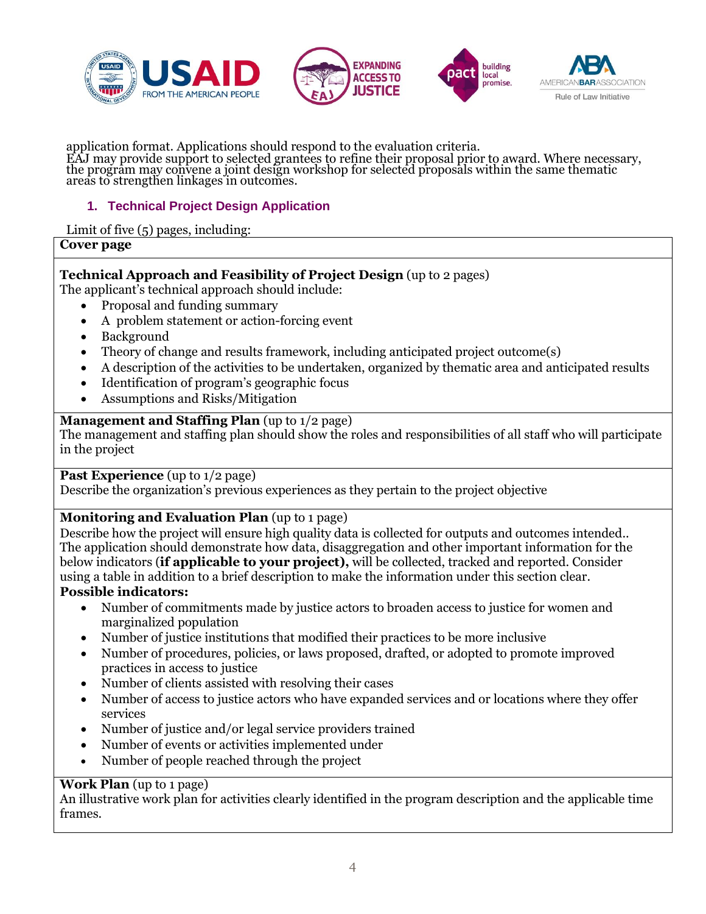application format. Applications should respond to the evaluation criteria.
EAJ may provide support to selected grantees to refine their proposal prior to award. Where necessary, the program may convene a joint design workshop for selected proposals within the same thematic areas to strengthen linkages in outcomes.

### 1. Technical Project Design Application

Limit of five (5) pages, including:

**Cover page**

**Technical Approach and Feasibility of Project Design** (up to 2 pages)
The applicant's technical approach should include:

- Proposal and funding summary
- A problem statement or action-forcing event
- Background
- Theory of change and results framework, including anticipated project outcome(s)
- A description of the activities to be undertaken, organized by thematic area and anticipated results
- Identification of program's geographic focus
- Assumptions and Risks/Mitigation

**Management and Staffing Plan** (up to 1/2 page)
The management and staffing plan should show the roles and responsibilities of all staff who will participate in the project

**Past Experience** (up to 1/2 page)
Describe the organization's previous experiences as they pertain to the project objective

**Monitoring and Evaluation Plan** (up to 1 page)
Describe how the project will ensure high quality data is collected for outputs and outcomes intended.. The application should demonstrate how data, disaggregation and other important information for the below indicators (**if applicable to your project),** will be collected, tracked and reported. Consider using a table in addition to a brief description to make the information under this section clear.

**Possible indicators:**

- Number of commitments made by justice actors to broaden access to justice for women and marginalized population
- Number of justice institutions that modified their practices to be more inclusive
- Number of procedures, policies, or laws proposed, drafted, or adopted to promote improved practices in access to justice
- Number of clients assisted with resolving their cases
- Number of access to justice actors who have expanded services and or locations where they offer services
- Number of justice and/or legal service providers trained
- Number of events or activities implemented under
- Number of people reached through the project

**Work Plan** (up to 1 page)
An illustrative work plan for activities clearly identified in the program description and the applicable time frames.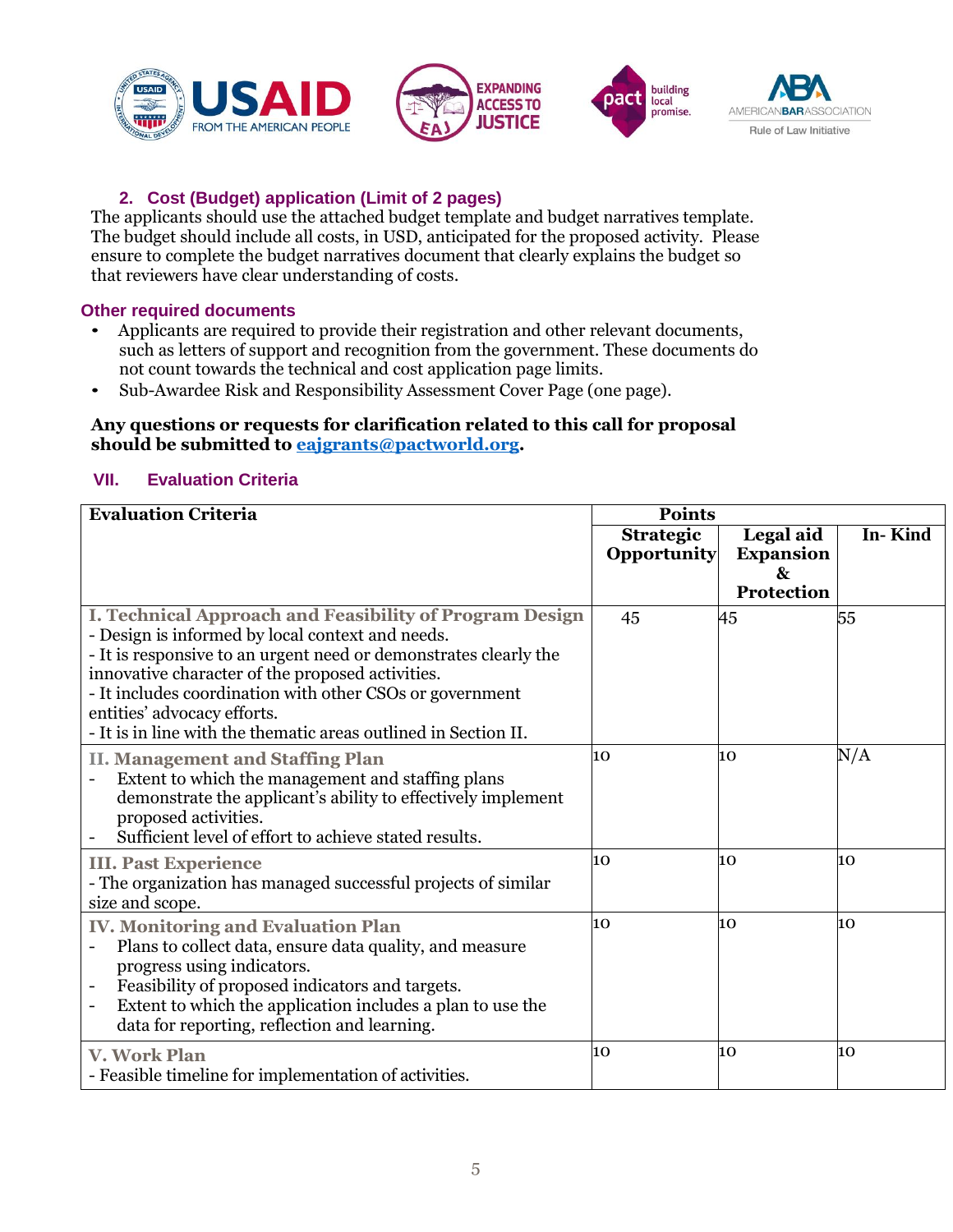### 2. Cost (Budget) application (Limit of 2 pages)

The applicants should use the attached budget template and budget narratives template. The budget should include all costs, in USD, anticipated for the proposed activity. Please ensure to complete the budget narratives document that clearly explains the budget so that reviewers have clear understanding of costs.

### Other required documents

- Applicants are required to provide their registration and other relevant documents, such as letters of support and recognition from the government. These documents do not count towards the technical and cost application page limits.
- Sub-Awardee Risk and Responsibility Assessment Cover Page (one page).

**Any questions or requests for clarification related to this call for proposal should be submitted to [eajgrants@pactworld.org](mailto:eajgrants@pactworld.org).**

## VII. Evaluation Criteria

| Evaluation Criteria | Points | | |
|---|---|---|---|
| | **Strategic Opportunity** | **Legal aid Expansion & Protection** | **In- Kind** |
| **I. Technical Approach and Feasibility of Program Design**<br>- Design is informed by local context and needs.<br>- It is responsive to an urgent need or demonstrates clearly the innovative character of the proposed activities.<br>- It includes coordination with other CSOs or government entities' advocacy efforts.<br>- It is in line with the thematic areas outlined in Section II. | 45 | 45 | 55 |
| **II. Management and Staffing Plan**<br>- Extent to which the management and staffing plans demonstrate the applicant's ability to effectively implement proposed activities.<br>- Sufficient level of effort to achieve stated results. | 10 | 10 | N/A |
| **III. Past Experience**<br>- The organization has managed successful projects of similar size and scope. | 10 | 10 | 10 |
| **IV. Monitoring and Evaluation Plan**<br>- Plans to collect data, ensure data quality, and measure progress using indicators.<br>- Feasibility of proposed indicators and targets.<br>- Extent to which the application includes a plan to use the data for reporting, reflection and learning. | 10 | 10 | 10 |
| **V. Work Plan**<br>- Feasible timeline for implementation of activities. | 10 | 10 | 10 |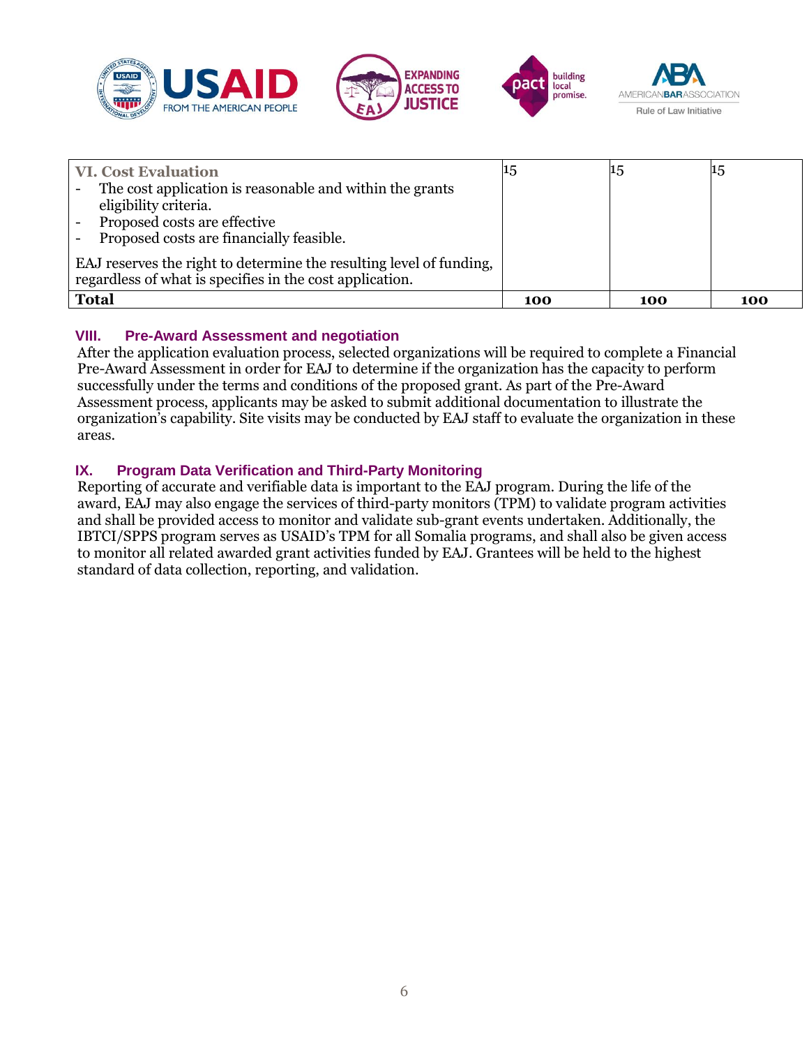| | | | |
|---|---|---|---|
| **VI. Cost Evaluation**<br>- The cost application is reasonable and within the grants eligibility criteria.<br>- Proposed costs are effective<br>- Proposed costs are financially feasible.<br><br>EAJ reserves the right to determine the resulting level of funding, regardless of what is specifies in the cost application. | 15 | 15 | 15 |
| **Total** | **100** | **100** | **100** |

## VIII. Pre-Award Assessment and negotiation

After the application evaluation process, selected organizations will be required to complete a Financial Pre-Award Assessment in order for EAJ to determine if the organization has the capacity to perform successfully under the terms and conditions of the proposed grant. As part of the Pre-Award Assessment process, applicants may be asked to submit additional documentation to illustrate the organization's capability. Site visits may be conducted by EAJ staff to evaluate the organization in these areas.

## IX. Program Data Verification and Third-Party Monitoring

Reporting of accurate and verifiable data is important to the EAJ program. During the life of the award, EAJ may also engage the services of third-party monitors (TPM) to validate program activities and shall be provided access to monitor and validate sub-grant events undertaken. Additionally, the IBTCI/SPPS program serves as USAID's TPM for all Somalia programs, and shall also be given access to monitor all related awarded grant activities funded by EAJ. Grantees will be held to the highest standard of data collection, reporting, and validation.